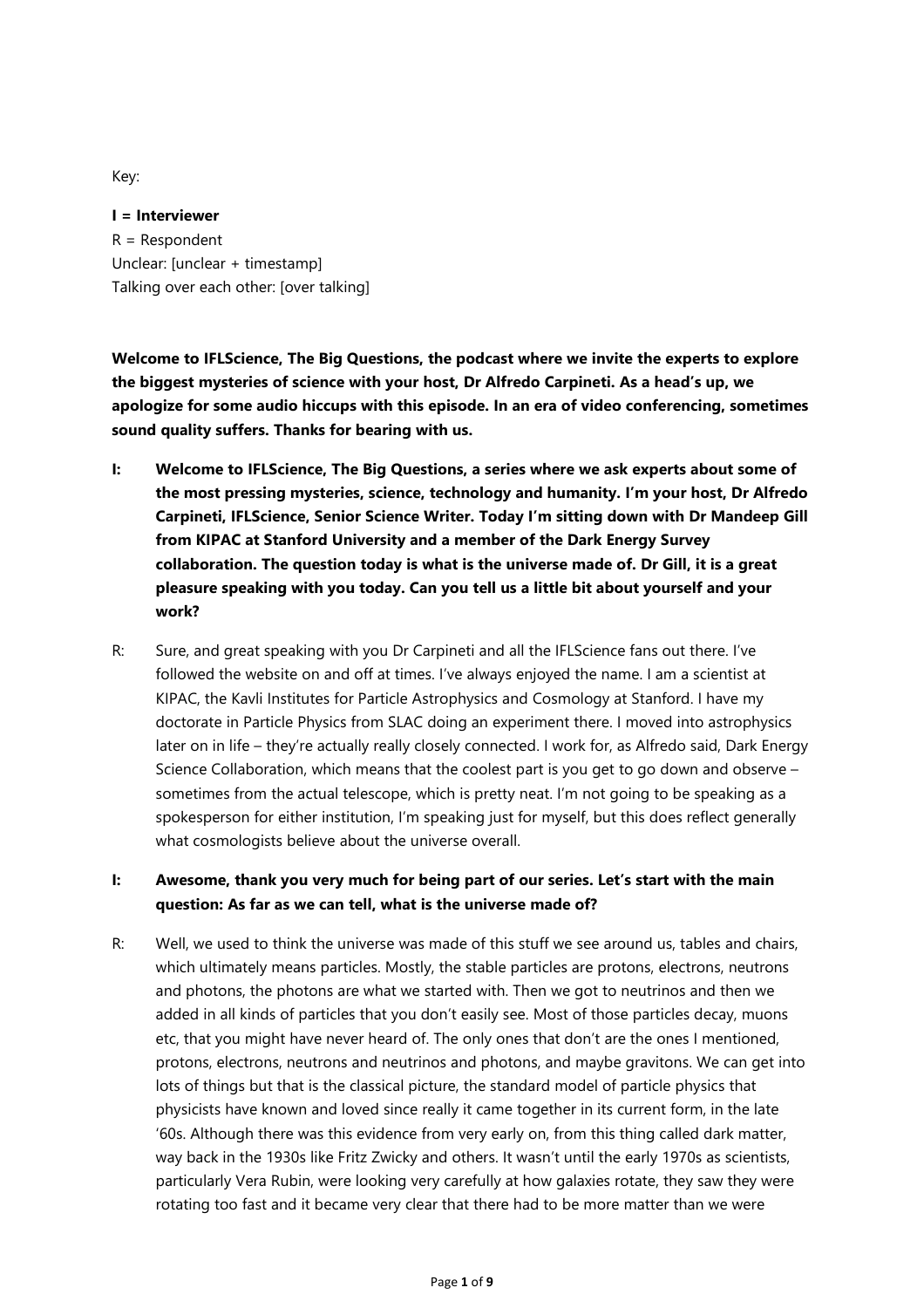Key:

**I = Interviewer**
R = Respondent
Unclear: [unclear + timestamp]
Talking over each other: [over talking]

**Welcome to IFLScience, The Big Questions, the podcast where we invite the experts to explore the biggest mysteries of science with your host, Dr Alfredo Carpineti. As a head's up, we apologize for some audio hiccups with this episode. In an era of video conferencing, sometimes sound quality suffers. Thanks for bearing with us.**

**I: Welcome to IFLScience, The Big Questions, a series where we ask experts about some of the most pressing mysteries, science, technology and humanity. I'm your host, Dr Alfredo Carpineti, IFLScience, Senior Science Writer. Today I'm sitting down with Dr Mandeep Gill from KIPAC at Stanford University and a member of the Dark Energy Survey collaboration. The question today is what is the universe made of. Dr Gill, it is a great pleasure speaking with you today. Can you tell us a little bit about yourself and your work?**

R: Sure, and great speaking with you Dr Carpineti and all the IFLScience fans out there. I've followed the website on and off at times. I've always enjoyed the name. I am a scientist at KIPAC, the Kavli Institutes for Particle Astrophysics and Cosmology at Stanford. I have my doctorate in Particle Physics from SLAC doing an experiment there. I moved into astrophysics later on in life – they're actually really closely connected. I work for, as Alfredo said, Dark Energy Science Collaboration, which means that the coolest part is you get to go down and observe – sometimes from the actual telescope, which is pretty neat. I'm not going to be speaking as a spokesperson for either institution, I'm speaking just for myself, but this does reflect generally what cosmologists believe about the universe overall.

**I: Awesome, thank you very much for being part of our series. Let's start with the main question: As far as we can tell, what is the universe made of?**

R: Well, we used to think the universe was made of this stuff we see around us, tables and chairs, which ultimately means particles. Mostly, the stable particles are protons, electrons, neutrons and photons, the photons are what we started with. Then we got to neutrinos and then we added in all kinds of particles that you don't easily see. Most of those particles decay, muons etc, that you might have never heard of. The only ones that don't are the ones I mentioned, protons, electrons, neutrons and neutrinos and photons, and maybe gravitons. We can get into lots of things but that is the classical picture, the standard model of particle physics that physicists have known and loved since really it came together in its current form, in the late '60s. Although there was this evidence from very early on, from this thing called dark matter, way back in the 1930s like Fritz Zwicky and others. It wasn't until the early 1970s as scientists, particularly Vera Rubin, were looking very carefully at how galaxies rotate, they saw they were rotating too fast and it became very clear that there had to be more matter than we were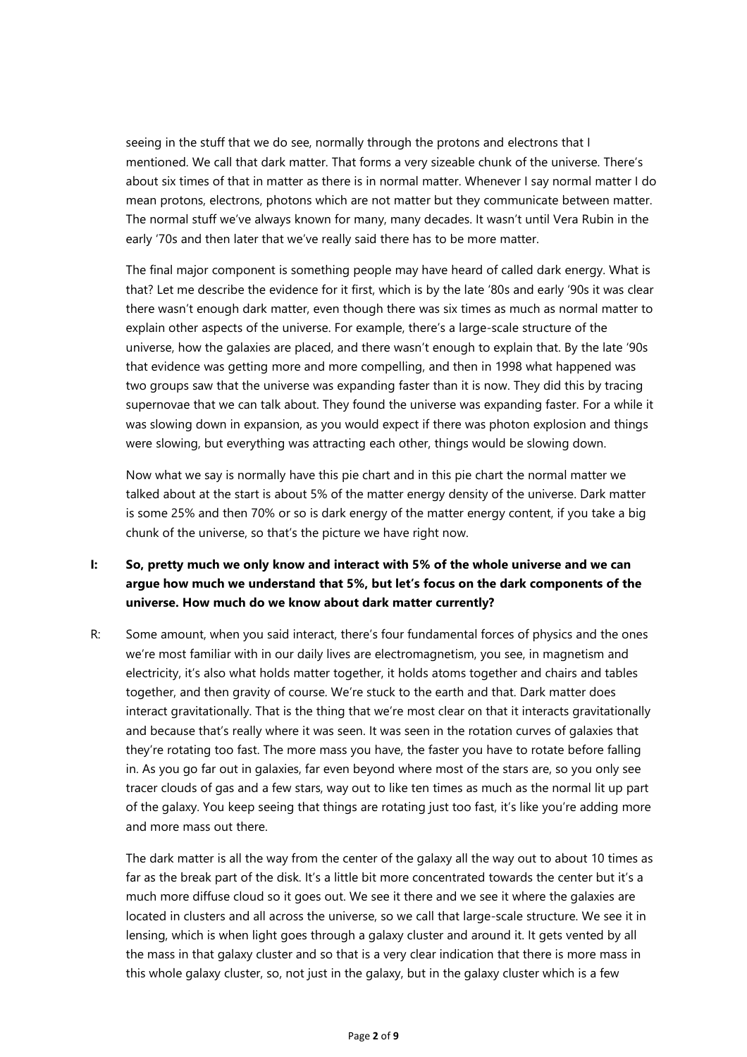seeing in the stuff that we do see, normally through the protons and electrons that I mentioned. We call that dark matter. That forms a very sizeable chunk of the universe. There's about six times of that in matter as there is in normal matter. Whenever I say normal matter I do mean protons, electrons, photons which are not matter but they communicate between matter. The normal stuff we've always known for many, many decades. It wasn't until Vera Rubin in the early '70s and then later that we've really said there has to be more matter.

The final major component is something people may have heard of called dark energy. What is that? Let me describe the evidence for it first, which is by the late '80s and early '90s it was clear there wasn't enough dark matter, even though there was six times as much as normal matter to explain other aspects of the universe. For example, there's a large-scale structure of the universe, how the galaxies are placed, and there wasn't enough to explain that. By the late '90s that evidence was getting more and more compelling, and then in 1998 what happened was two groups saw that the universe was expanding faster than it is now. They did this by tracing supernovae that we can talk about. They found the universe was expanding faster. For a while it was slowing down in expansion, as you would expect if there was photon explosion and things were slowing, but everything was attracting each other, things would be slowing down.

Now what we say is normally have this pie chart and in this pie chart the normal matter we talked about at the start is about 5% of the matter energy density of the universe. Dark matter is some 25% and then 70% or so is dark energy of the matter energy content, if you take a big chunk of the universe, so that's the picture we have right now.

**I: So, pretty much we only know and interact with 5% of the whole universe and we can argue how much we understand that 5%, but let's focus on the dark components of the universe. How much do we know about dark matter currently?**

R: Some amount, when you said interact, there's four fundamental forces of physics and the ones we're most familiar with in our daily lives are electromagnetism, you see, in magnetism and electricity, it's also what holds matter together, it holds atoms together and chairs and tables together, and then gravity of course. We're stuck to the earth and that. Dark matter does interact gravitationally. That is the thing that we're most clear on that it interacts gravitationally and because that's really where it was seen. It was seen in the rotation curves of galaxies that they're rotating too fast. The more mass you have, the faster you have to rotate before falling in. As you go far out in galaxies, far even beyond where most of the stars are, so you only see tracer clouds of gas and a few stars, way out to like ten times as much as the normal lit up part of the galaxy. You keep seeing that things are rotating just too fast, it's like you're adding more and more mass out there.

The dark matter is all the way from the center of the galaxy all the way out to about 10 times as far as the break part of the disk. It's a little bit more concentrated towards the center but it's a much more diffuse cloud so it goes out. We see it there and we see it where the galaxies are located in clusters and all across the universe, so we call that large-scale structure. We see it in lensing, which is when light goes through a galaxy cluster and around it. It gets vented by all the mass in that galaxy cluster and so that is a very clear indication that there is more mass in this whole galaxy cluster, so, not just in the galaxy, but in the galaxy cluster which is a few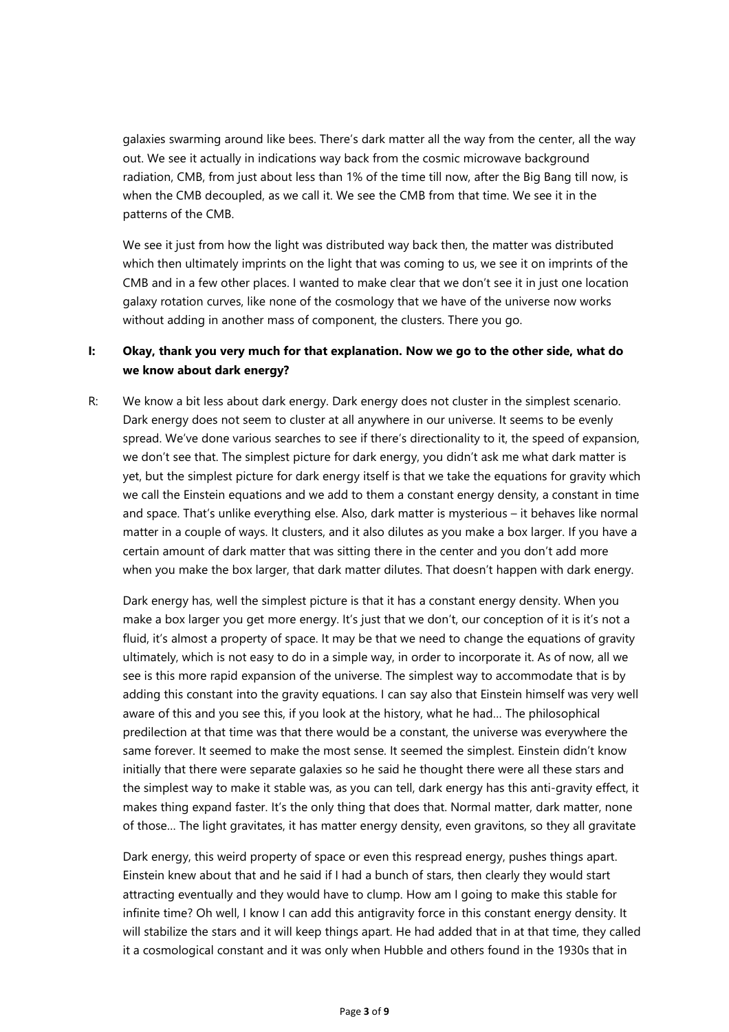galaxies swarming around like bees. There's dark matter all the way from the center, all the way out. We see it actually in indications way back from the cosmic microwave background radiation, CMB, from just about less than 1% of the time till now, after the Big Bang till now, is when the CMB decoupled, as we call it. We see the CMB from that time. We see it in the patterns of the CMB.

We see it just from how the light was distributed way back then, the matter was distributed which then ultimately imprints on the light that was coming to us, we see it on imprints of the CMB and in a few other places. I wanted to make clear that we don't see it in just one location galaxy rotation curves, like none of the cosmology that we have of the universe now works without adding in another mass of component, the clusters. There you go.

**I: Okay, thank you very much for that explanation. Now we go to the other side, what do we know about dark energy?**

R: We know a bit less about dark energy. Dark energy does not cluster in the simplest scenario. Dark energy does not seem to cluster at all anywhere in our universe. It seems to be evenly spread. We've done various searches to see if there's directionality to it, the speed of expansion, we don't see that. The simplest picture for dark energy, you didn't ask me what dark matter is yet, but the simplest picture for dark energy itself is that we take the equations for gravity which we call the Einstein equations and we add to them a constant energy density, a constant in time and space. That's unlike everything else. Also, dark matter is mysterious – it behaves like normal matter in a couple of ways. It clusters, and it also dilutes as you make a box larger. If you have a certain amount of dark matter that was sitting there in the center and you don't add more when you make the box larger, that dark matter dilutes. That doesn't happen with dark energy.

Dark energy has, well the simplest picture is that it has a constant energy density. When you make a box larger you get more energy. It's just that we don't, our conception of it is it's not a fluid, it's almost a property of space. It may be that we need to change the equations of gravity ultimately, which is not easy to do in a simple way, in order to incorporate it. As of now, all we see is this more rapid expansion of the universe. The simplest way to accommodate that is by adding this constant into the gravity equations. I can say also that Einstein himself was very well aware of this and you see this, if you look at the history, what he had… The philosophical predilection at that time was that there would be a constant, the universe was everywhere the same forever. It seemed to make the most sense. It seemed the simplest. Einstein didn't know initially that there were separate galaxies so he said he thought there were all these stars and the simplest way to make it stable was, as you can tell, dark energy has this anti-gravity effect, it makes thing expand faster. It's the only thing that does that. Normal matter, dark matter, none of those… The light gravitates, it has matter energy density, even gravitons, so they all gravitate

Dark energy, this weird property of space or even this respread energy, pushes things apart. Einstein knew about that and he said if I had a bunch of stars, then clearly they would start attracting eventually and they would have to clump. How am I going to make this stable for infinite time? Oh well, I know I can add this antigravity force in this constant energy density. It will stabilize the stars and it will keep things apart. He had added that in at that time, they called it a cosmological constant and it was only when Hubble and others found in the 1930s that in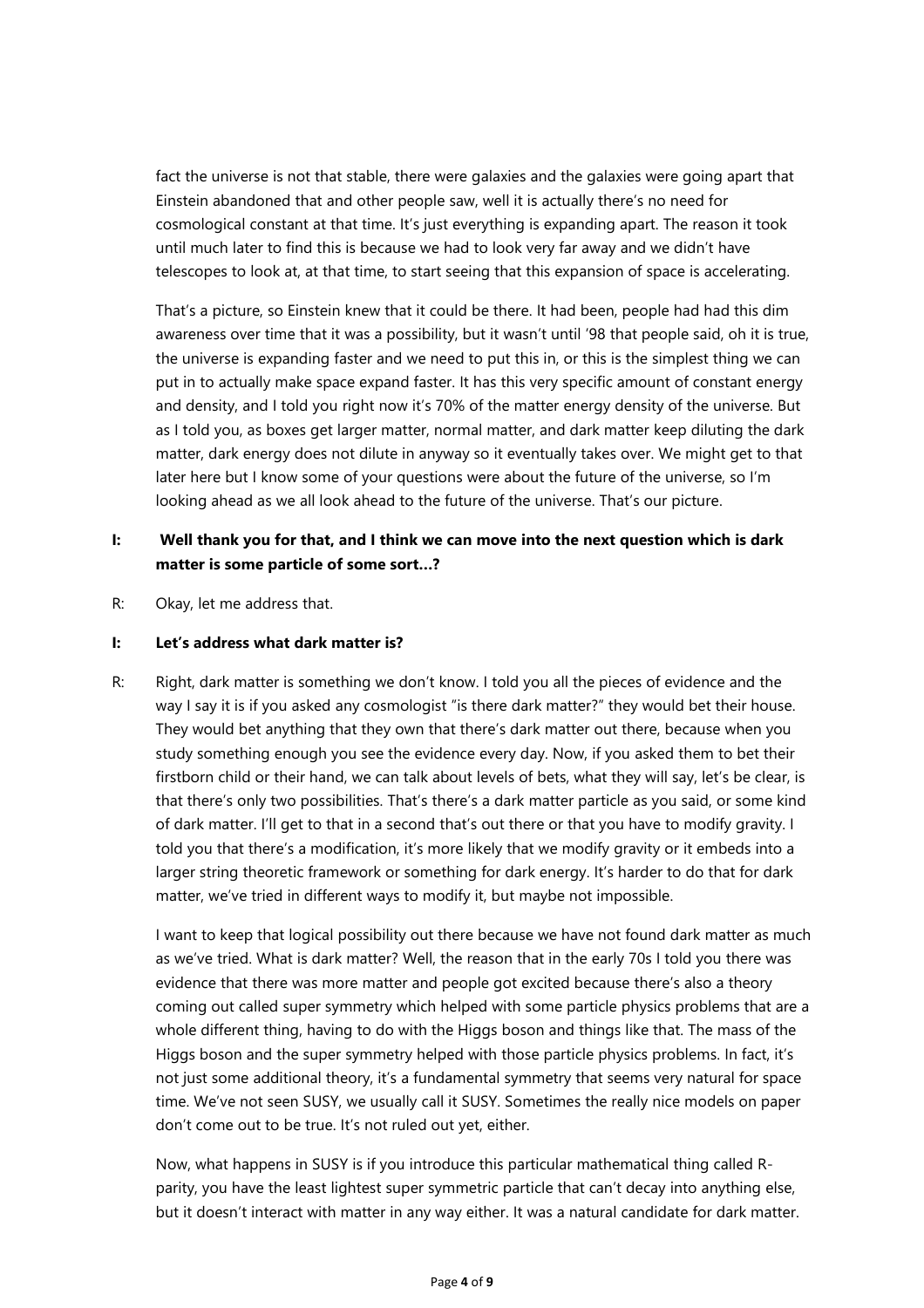fact the universe is not that stable, there were galaxies and the galaxies were going apart that Einstein abandoned that and other people saw, well it is actually there's no need for cosmological constant at that time. It's just everything is expanding apart. The reason it took until much later to find this is because we had to look very far away and we didn't have telescopes to look at, at that time, to start seeing that this expansion of space is accelerating.

That's a picture, so Einstein knew that it could be there. It had been, people had had this dim awareness over time that it was a possibility, but it wasn't until '98 that people said, oh it is true, the universe is expanding faster and we need to put this in, or this is the simplest thing we can put in to actually make space expand faster. It has this very specific amount of constant energy and density, and I told you right now it's 70% of the matter energy density of the universe. But as I told you, as boxes get larger matter, normal matter, and dark matter keep diluting the dark matter, dark energy does not dilute in anyway so it eventually takes over. We might get to that later here but I know some of your questions were about the future of the universe, so I'm looking ahead as we all look ahead to the future of the universe. That's our picture.

**I: Well thank you for that, and I think we can move into the next question which is dark matter is some particle of some sort…?**

R: Okay, let me address that.

**I: Let's address what dark matter is?**

R: Right, dark matter is something we don't know. I told you all the pieces of evidence and the way I say it is if you asked any cosmologist "is there dark matter?" they would bet their house. They would bet anything that they own that there's dark matter out there, because when you study something enough you see the evidence every day. Now, if you asked them to bet their firstborn child or their hand, we can talk about levels of bets, what they will say, let's be clear, is that there's only two possibilities. That's there's a dark matter particle as you said, or some kind of dark matter. I'll get to that in a second that's out there or that you have to modify gravity. I told you that there's a modification, it's more likely that we modify gravity or it embeds into a larger string theoretic framework or something for dark energy. It's harder to do that for dark matter, we've tried in different ways to modify it, but maybe not impossible.

I want to keep that logical possibility out there because we have not found dark matter as much as we've tried. What is dark matter? Well, the reason that in the early 70s I told you there was evidence that there was more matter and people got excited because there's also a theory coming out called super symmetry which helped with some particle physics problems that are a whole different thing, having to do with the Higgs boson and things like that. The mass of the Higgs boson and the super symmetry helped with those particle physics problems. In fact, it's not just some additional theory, it's a fundamental symmetry that seems very natural for space time. We've not seen SUSY, we usually call it SUSY. Sometimes the really nice models on paper don't come out to be true. It's not ruled out yet, either.

Now, what happens in SUSY is if you introduce this particular mathematical thing called R-parity, you have the least lightest super symmetric particle that can't decay into anything else, but it doesn't interact with matter in any way either. It was a natural candidate for dark matter.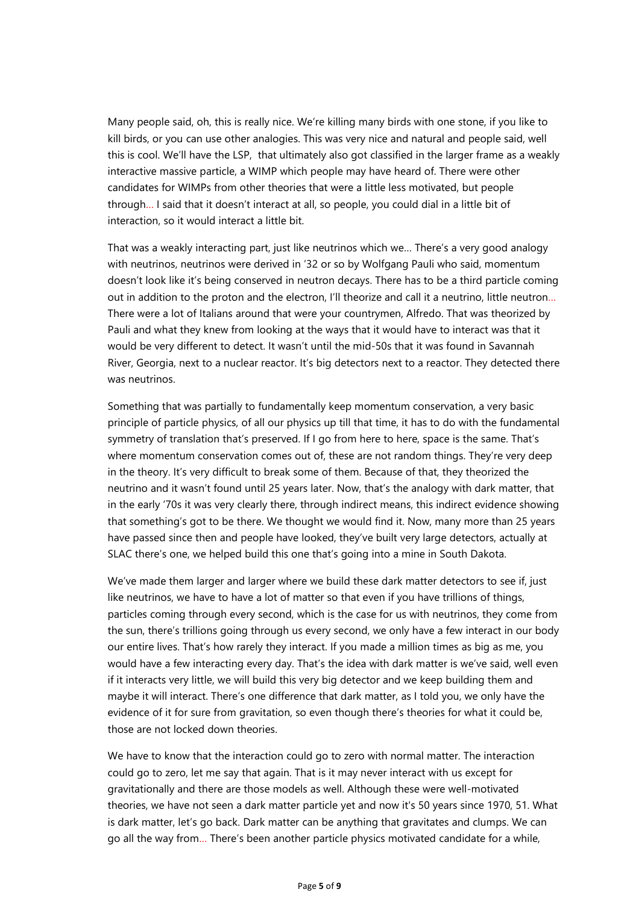Many people said, oh, this is really nice. We're killing many birds with one stone, if you like to kill birds, or you can use other analogies. This was very nice and natural and people said, well this is cool. We'll have the LSP, that ultimately also got classified in the larger frame as a weakly interactive massive particle, a WIMP which people may have heard of. There were other candidates for WIMPs from other theories that were a little less motivated, but people through... I said that it doesn't interact at all, so people, you could dial in a little bit of interaction, so it would interact a little bit.

That was a weakly interacting part, just like neutrinos which we... There's a very good analogy with neutrinos, neutrinos were derived in '32 or so by Wolfgang Pauli who said, momentum doesn't look like it's being conserved in neutron decays. There has to be a third particle coming out in addition to the proton and the electron, I'll theorize and call it a neutrino, little neutron... There were a lot of Italians around that were your countrymen, Alfredo. That was theorized by Pauli and what they knew from looking at the ways that it would have to interact was that it would be very different to detect. It wasn't until the mid-50s that it was found in Savannah River, Georgia, next to a nuclear reactor. It's big detectors next to a reactor. They detected there was neutrinos.

Something that was partially to fundamentally keep momentum conservation, a very basic principle of particle physics, of all our physics up till that time, it has to do with the fundamental symmetry of translation that's preserved. If I go from here to here, space is the same. That's where momentum conservation comes out of, these are not random things. They're very deep in the theory. It's very difficult to break some of them. Because of that, they theorized the neutrino and it wasn't found until 25 years later. Now, that's the analogy with dark matter, that in the early '70s it was very clearly there, through indirect means, this indirect evidence showing that something's got to be there. We thought we would find it. Now, many more than 25 years have passed since then and people have looked, they've built very large detectors, actually at SLAC there's one, we helped build this one that's going into a mine in South Dakota.

We've made them larger and larger where we build these dark matter detectors to see if, just like neutrinos, we have to have a lot of matter so that even if you have trillions of things, particles coming through every second, which is the case for us with neutrinos, they come from the sun, there's trillions going through us every second, we only have a few interact in our body our entire lives. That's how rarely they interact. If you made a million times as big as me, you would have a few interacting every day. That's the idea with dark matter is we've said, well even if it interacts very little, we will build this very big detector and we keep building them and maybe it will interact. There's one difference that dark matter, as I told you, we only have the evidence of it for sure from gravitation, so even though there's theories for what it could be, those are not locked down theories.

We have to know that the interaction could go to zero with normal matter. The interaction could go to zero, let me say that again. That is it may never interact with us except for gravitationally and there are those models as well. Although these were well-motivated theories, we have not seen a dark matter particle yet and now it's 50 years since 1970, 51. What is dark matter, let's go back. Dark matter can be anything that gravitates and clumps. We can go all the way from... There's been another particle physics motivated candidate for a while,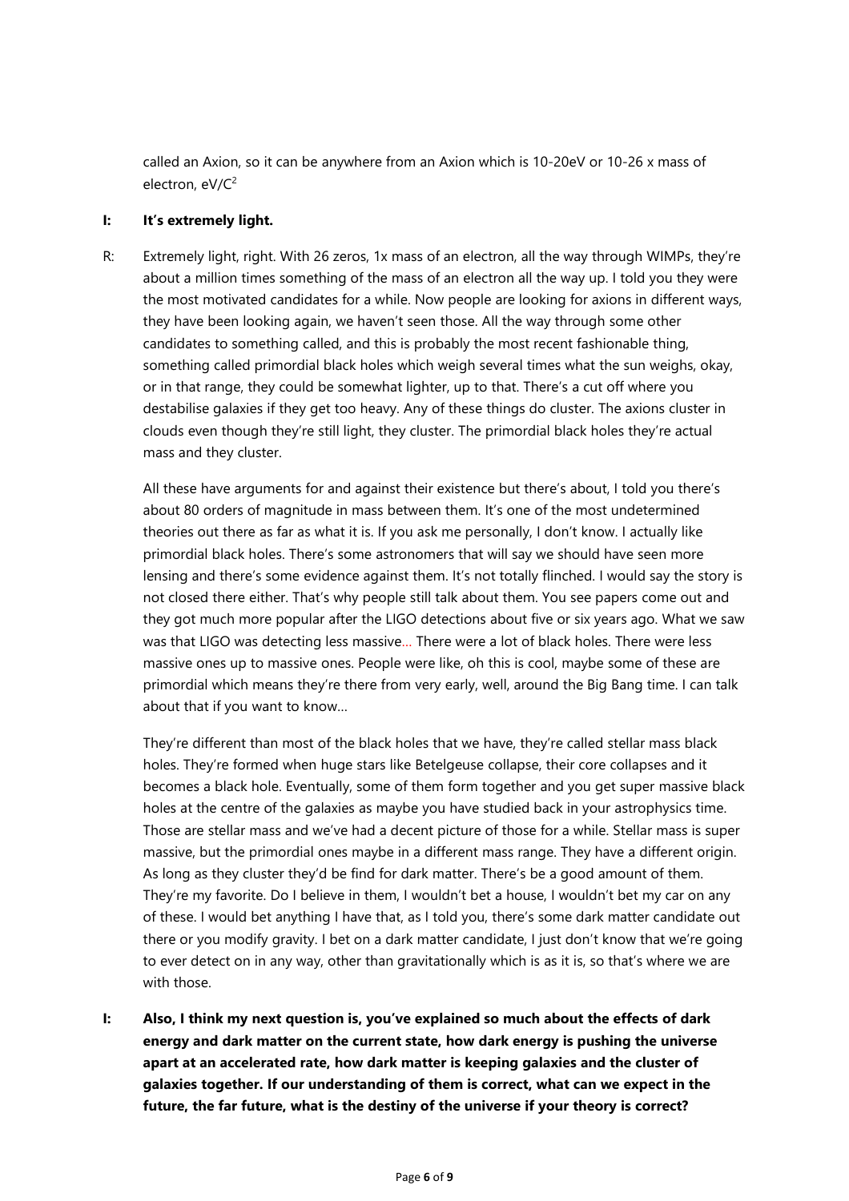called an Axion, so it can be anywhere from an Axion which is 10-20eV or 10-26 x mass of electron, $eV/C^2$

**I: It's extremely light.**

R: Extremely light, right. With 26 zeros, 1x mass of an electron, all the way through WIMPs, they're about a million times something of the mass of an electron all the way up. I told you they were the most motivated candidates for a while. Now people are looking for axions in different ways, they have been looking again, we haven't seen those. All the way through some other candidates to something called, and this is probably the most recent fashionable thing, something called primordial black holes which weigh several times what the sun weighs, okay, or in that range, they could be somewhat lighter, up to that. There's a cut off where you destabilise galaxies if they get too heavy. Any of these things do cluster. The axions cluster in clouds even though they're still light, they cluster. The primordial black holes they're actual mass and they cluster.

All these have arguments for and against their existence but there's about, I told you there's about 80 orders of magnitude in mass between them. It's one of the most undetermined theories out there as far as what it is. If you ask me personally, I don't know. I actually like primordial black holes. There's some astronomers that will say we should have seen more lensing and there's some evidence against them. It's not totally flinched. I would say the story is not closed there either. That's why people still talk about them. You see papers come out and they got much more popular after the LIGO detections about five or six years ago. What we saw was that LIGO was detecting less massive... There were a lot of black holes. There were less massive ones up to massive ones. People were like, oh this is cool, maybe some of these are primordial which means they're there from very early, well, around the Big Bang time. I can talk about that if you want to know...

They're different than most of the black holes that we have, they're called stellar mass black holes. They're formed when huge stars like Betelgeuse collapse, their core collapses and it becomes a black hole. Eventually, some of them form together and you get super massive black holes at the centre of the galaxies as maybe you have studied back in your astrophysics time. Those are stellar mass and we've had a decent picture of those for a while. Stellar mass is super massive, but the primordial ones maybe in a different mass range. They have a different origin. As long as they cluster they'd be find for dark matter. There's be a good amount of them. They're my favorite. Do I believe in them, I wouldn't bet a house, I wouldn't bet my car on any of these. I would bet anything I have that, as I told you, there's some dark matter candidate out there or you modify gravity. I bet on a dark matter candidate, I just don't know that we're going to ever detect on in any way, other than gravitationally which is as it is, so that's where we are with those.

**I: Also, I think my next question is, you've explained so much about the effects of dark energy and dark matter on the current state, how dark energy is pushing the universe apart at an accelerated rate, how dark matter is keeping galaxies and the cluster of galaxies together. If our understanding of them is correct, what can we expect in the future, the far future, what is the destiny of the universe if your theory is correct?**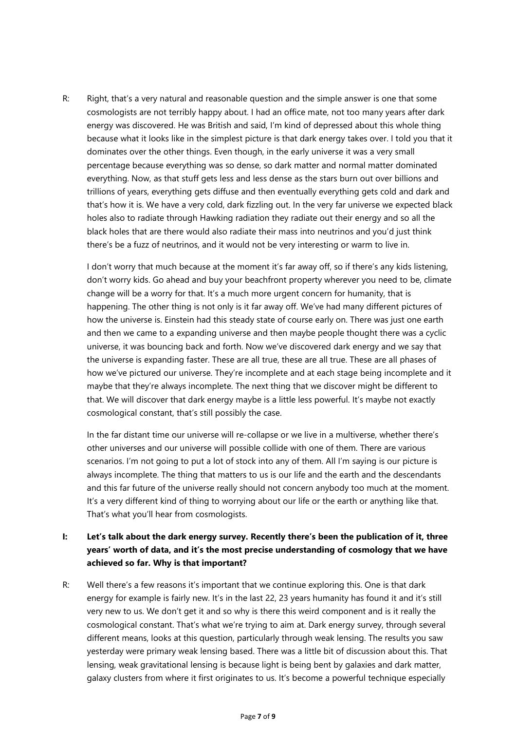R: Right, that's a very natural and reasonable question and the simple answer is one that some cosmologists are not terribly happy about. I had an office mate, not too many years after dark energy was discovered. He was British and said, I'm kind of depressed about this whole thing because what it looks like in the simplest picture is that dark energy takes over. I told you that it dominates over the other things. Even though, in the early universe it was a very small percentage because everything was so dense, so dark matter and normal matter dominated everything. Now, as that stuff gets less and less dense as the stars burn out over billions and trillions of years, everything gets diffuse and then eventually everything gets cold and dark and that's how it is. We have a very cold, dark fizzling out. In the very far universe we expected black holes also to radiate through Hawking radiation they radiate out their energy and so all the black holes that are there would also radiate their mass into neutrinos and you'd just think there's be a fuzz of neutrinos, and it would not be very interesting or warm to live in.

I don't worry that much because at the moment it's far away off, so if there's any kids listening, don't worry kids. Go ahead and buy your beachfront property wherever you need to be, climate change will be a worry for that. It's a much more urgent concern for humanity, that is happening. The other thing is not only is it far away off. We've had many different pictures of how the universe is. Einstein had this steady state of course early on. There was just one earth and then we came to a expanding universe and then maybe people thought there was a cyclic universe, it was bouncing back and forth. Now we've discovered dark energy and we say that the universe is expanding faster. These are all true, these are all true. These are all phases of how we've pictured our universe. They're incomplete and at each stage being incomplete and it maybe that they're always incomplete. The next thing that we discover might be different to that. We will discover that dark energy maybe is a little less powerful. It's maybe not exactly cosmological constant, that's still possibly the case.

In the far distant time our universe will re-collapse or we live in a multiverse, whether there's other universes and our universe will possible collide with one of them. There are various scenarios. I'm not going to put a lot of stock into any of them. All I'm saying is our picture is always incomplete. The thing that matters to us is our life and the earth and the descendants and this far future of the universe really should not concern anybody too much at the moment. It's a very different kind of thing to worrying about our life or the earth or anything like that. That's what you'll hear from cosmologists.

**I: Let's talk about the dark energy survey. Recently there's been the publication of it, three years' worth of data, and it's the most precise understanding of cosmology that we have achieved so far. Why is that important?**

R: Well there's a few reasons it's important that we continue exploring this. One is that dark energy for example is fairly new. It's in the last 22, 23 years humanity has found it and it's still very new to us. We don't get it and so why is there this weird component and is it really the cosmological constant. That's what we're trying to aim at. Dark energy survey, through several different means, looks at this question, particularly through weak lensing. The results you saw yesterday were primary weak lensing based. There was a little bit of discussion about this. That lensing, weak gravitational lensing is because light is being bent by galaxies and dark matter, galaxy clusters from where it first originates to us. It's become a powerful technique especially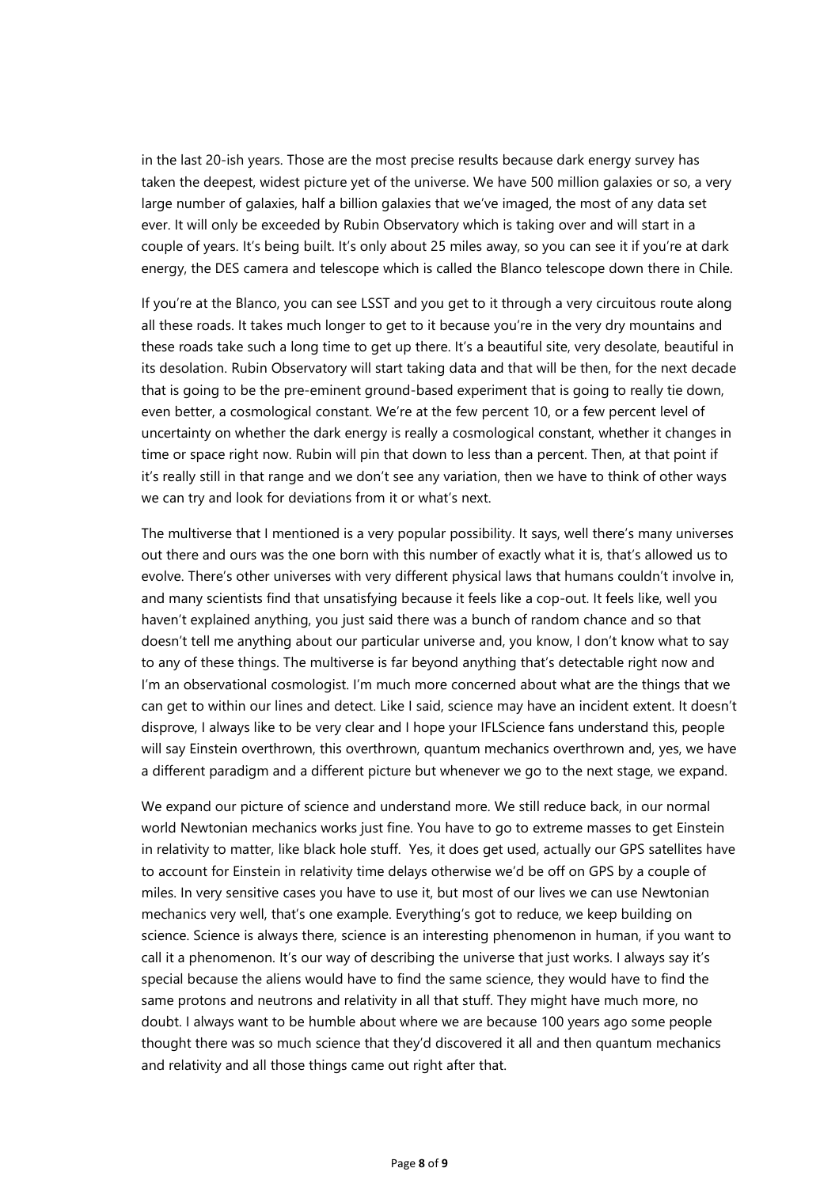in the last 20-ish years. Those are the most precise results because dark energy survey has taken the deepest, widest picture yet of the universe. We have 500 million galaxies or so, a very large number of galaxies, half a billion galaxies that we've imaged, the most of any data set ever. It will only be exceeded by Rubin Observatory which is taking over and will start in a couple of years. It's being built. It's only about 25 miles away, so you can see it if you're at dark energy, the DES camera and telescope which is called the Blanco telescope down there in Chile.

If you're at the Blanco, you can see LSST and you get to it through a very circuitous route along all these roads. It takes much longer to get to it because you're in the very dry mountains and these roads take such a long time to get up there. It's a beautiful site, very desolate, beautiful in its desolation. Rubin Observatory will start taking data and that will be then, for the next decade that is going to be the pre-eminent ground-based experiment that is going to really tie down, even better, a cosmological constant. We're at the few percent 10, or a few percent level of uncertainty on whether the dark energy is really a cosmological constant, whether it changes in time or space right now. Rubin will pin that down to less than a percent. Then, at that point if it's really still in that range and we don't see any variation, then we have to think of other ways we can try and look for deviations from it or what's next.

The multiverse that I mentioned is a very popular possibility. It says, well there's many universes out there and ours was the one born with this number of exactly what it is, that's allowed us to evolve. There's other universes with very different physical laws that humans couldn't involve in, and many scientists find that unsatisfying because it feels like a cop-out. It feels like, well you haven't explained anything, you just said there was a bunch of random chance and so that doesn't tell me anything about our particular universe and, you know, I don't know what to say to any of these things. The multiverse is far beyond anything that's detectable right now and I'm an observational cosmologist. I'm much more concerned about what are the things that we can get to within our lines and detect. Like I said, science may have an incident extent. It doesn't disprove, I always like to be very clear and I hope your IFLScience fans understand this, people will say Einstein overthrown, this overthrown, quantum mechanics overthrown and, yes, we have a different paradigm and a different picture but whenever we go to the next stage, we expand.

We expand our picture of science and understand more. We still reduce back, in our normal world Newtonian mechanics works just fine. You have to go to extreme masses to get Einstein in relativity to matter, like black hole stuff. Yes, it does get used, actually our GPS satellites have to account for Einstein in relativity time delays otherwise we'd be off on GPS by a couple of miles. In very sensitive cases you have to use it, but most of our lives we can use Newtonian mechanics very well, that's one example. Everything's got to reduce, we keep building on science. Science is always there, science is an interesting phenomenon in human, if you want to call it a phenomenon. It's our way of describing the universe that just works. I always say it's special because the aliens would have to find the same science, they would have to find the same protons and neutrons and relativity in all that stuff. They might have much more, no doubt. I always want to be humble about where we are because 100 years ago some people thought there was so much science that they'd discovered it all and then quantum mechanics and relativity and all those things came out right after that.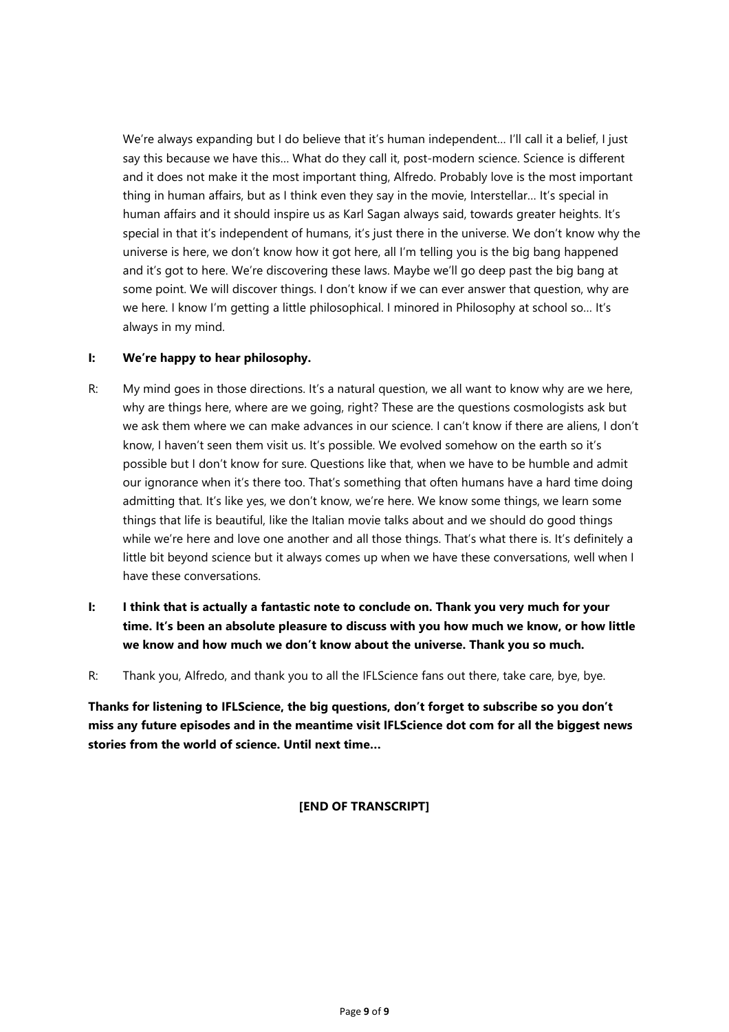We're always expanding but I do believe that it's human independent… I'll call it a belief, I just say this because we have this… What do they call it, post-modern science. Science is different and it does not make it the most important thing, Alfredo. Probably love is the most important thing in human affairs, but as I think even they say in the movie, Interstellar… It's special in human affairs and it should inspire us as Karl Sagan always said, towards greater heights. It's special in that it's independent of humans, it's just there in the universe. We don't know why the universe is here, we don't know how it got here, all I'm telling you is the big bang happened and it's got to here. We're discovering these laws. Maybe we'll go deep past the big bang at some point. We will discover things. I don't know if we can ever answer that question, why are we here. I know I'm getting a little philosophical. I minored in Philosophy at school so… It's always in my mind.

**I: We're happy to hear philosophy.**

R: My mind goes in those directions. It's a natural question, we all want to know why are we here, why are things here, where are we going, right? These are the questions cosmologists ask but we ask them where we can make advances in our science. I can't know if there are aliens, I don't know, I haven't seen them visit us. It's possible. We evolved somehow on the earth so it's possible but I don't know for sure. Questions like that, when we have to be humble and admit our ignorance when it's there too. That's something that often humans have a hard time doing admitting that. It's like yes, we don't know, we're here. We know some things, we learn some things that life is beautiful, like the Italian movie talks about and we should do good things while we're here and love one another and all those things. That's what there is. It's definitely a little bit beyond science but it always comes up when we have these conversations, well when I have these conversations.

**I: I think that is actually a fantastic note to conclude on. Thank you very much for your time. It's been an absolute pleasure to discuss with you how much we know, or how little we know and how much we don't know about the universe. Thank you so much.**

R: Thank you, Alfredo, and thank you to all the IFLScience fans out there, take care, bye, bye.

**Thanks for listening to IFLScience, the big questions, don't forget to subscribe so you don't miss any future episodes and in the meantime visit IFLScience dot com for all the biggest news stories from the world of science. Until next time…**

**[END OF TRANSCRIPT]**